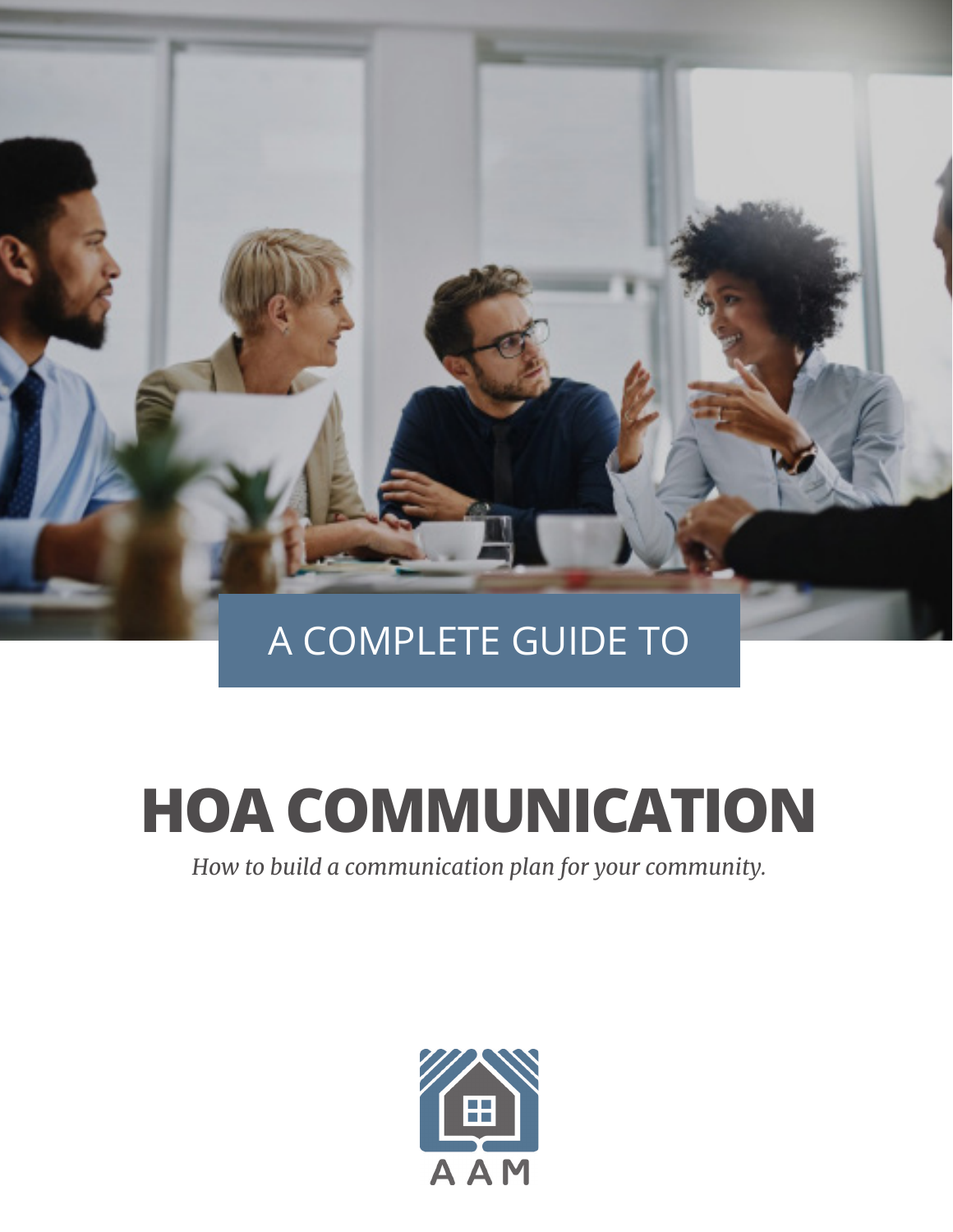A COMPLETE GUIDE TO

# HOA COMMUNICATION

*How to build a communication plan for your community.*

AAM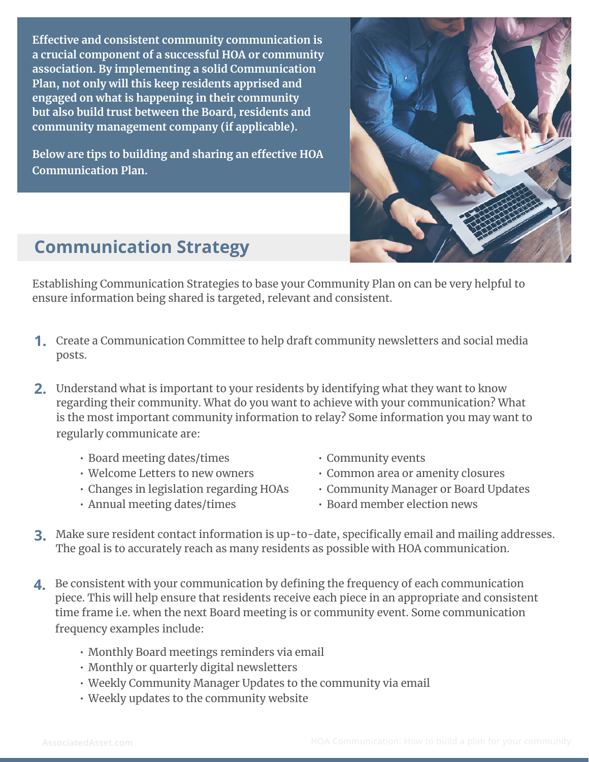**Effective and consistent community communication is a crucial component of a successful HOA or community association. By implementing a solid Communication Plan, not only will this keep residents apprised and engaged on what is happening in their community but also build trust between the Board, residents and community management company (if applicable).**

**Below are tips to building and sharing an effective HOA Communication Plan.**

## Communication Strategy

Establishing Communication Strategies to base your Community Plan on can be very helpful to ensure information being shared is targeted, relevant and consistent.

1. Create a Communication Committee to help draft community newsletters and social media posts.

2. Understand what is important to your residents by identifying what they want to know regarding their community. What do you want to achieve with your communication? What is the most important community information to relay? Some information you may want to regularly communicate are:
   - Board meeting dates/times
   - Welcome Letters to new owners
   - Changes in legislation regarding HOAs
   - Annual meeting dates/times
   - Community events
   - Common area or amenity closures
   - Community Manager or Board Updates
   - Board member election news

3. Make sure resident contact information is up-to-date, specifically email and mailing addresses. The goal is to accurately reach as many residents as possible with HOA communication.

4. Be consistent with your communication by defining the frequency of each communication piece. This will help ensure that residents receive each piece in an appropriate and consistent time frame i.e. when the next Board meeting is or community event. Some communication frequency examples include:
   - Monthly Board meetings reminders via email
   - Monthly or quarterly digital newsletters
   - Weekly Community Manager Updates to the community via email
   - Weekly updates to the community website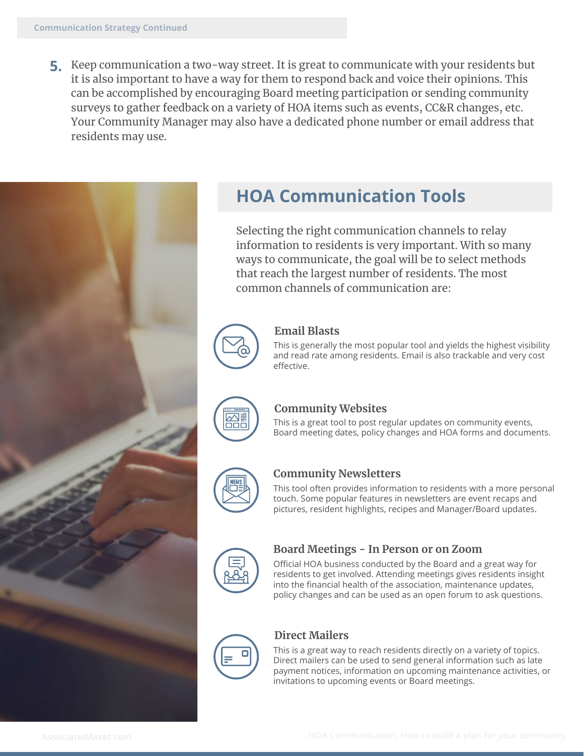5. Keep communication a two-way street. It is great to communicate with your residents but it is also important to have a way for them to respond back and voice their opinions. This can be accomplished by encouraging Board meeting participation or sending community surveys to gather feedback on a variety of HOA items such as events, CC&R changes, etc. Your Community Manager may also have a dedicated phone number or email address that residents may use.

## HOA Communication Tools

Selecting the right communication channels to relay information to residents is very important. With so many ways to communicate, the goal will be to select methods that reach the largest number of residents. The most common channels of communication are:

### Email Blasts

This is generally the most popular tool and yields the highest visibility and read rate among residents. Email is also trackable and very cost effective.

### Community Websites

This is a great tool to post regular updates on community events, Board meeting dates, policy changes and HOA forms and documents.

### Community Newsletters

This tool often provides information to residents with a more personal touch. Some popular features in newsletters are event recaps and pictures, resident highlights, recipes and Manager/Board updates.

### Board Meetings - In Person or on Zoom

Official HOA business conducted by the Board and a great way for residents to get involved. Attending meetings gives residents insight into the financial health of the association, maintenance updates, policy changes and can be used as an open forum to ask questions.

### Direct Mailers

This is a great way to reach residents directly on a variety of topics. Direct mailers can be used to send general information such as late payment notices, information on upcoming maintenance activities, or invitations to upcoming events or Board meetings.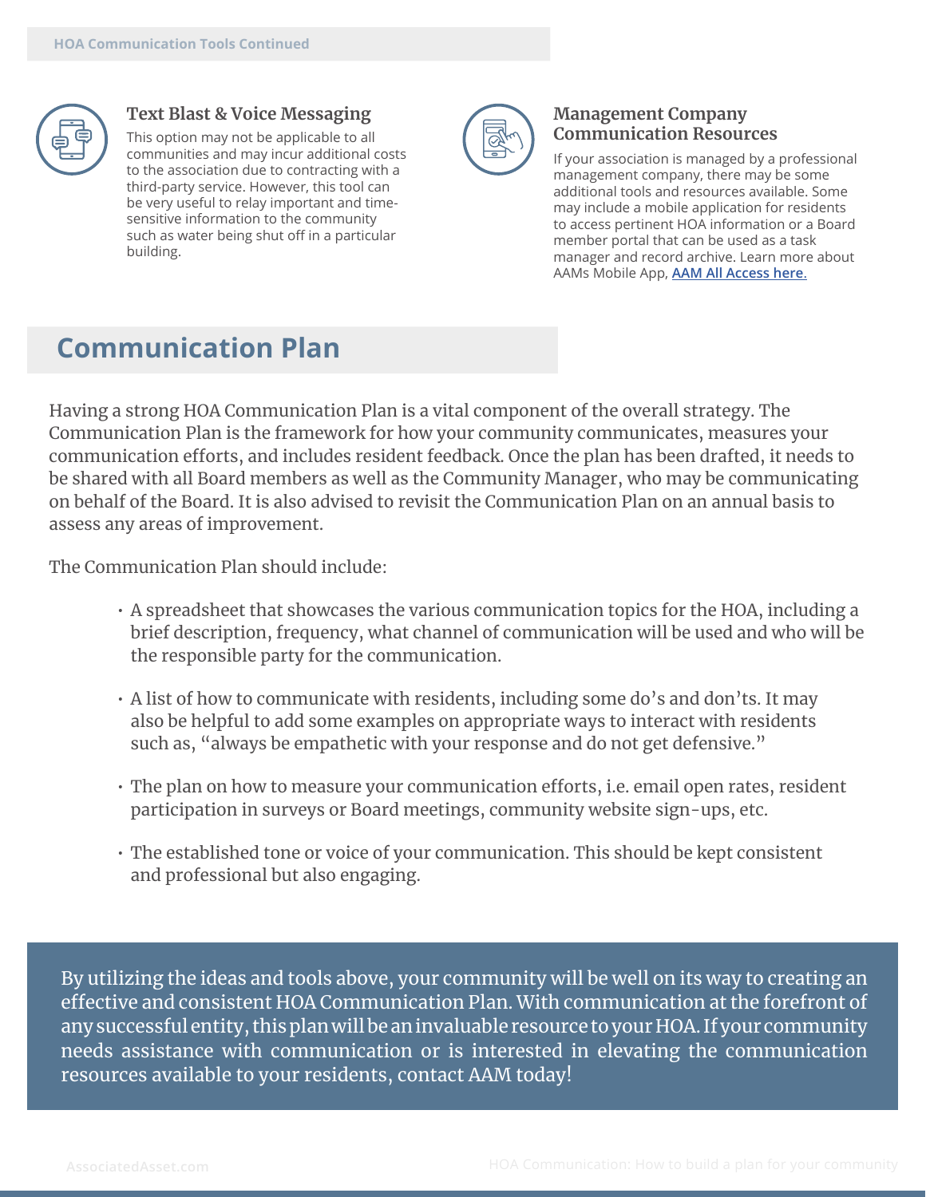HOA Communication Tools Continued

### Text Blast & Voice Messaging

This option may not be applicable to all communities and may incur additional costs to the association due to contracting with a third-party service. However, this tool can be very useful to relay important and time-sensitive information to the community such as water being shut off in a particular building.

### Management Company Communication Resources

If your association is managed by a professional management company, there may be some additional tools and resources available. Some may include a mobile application for residents to access pertinent HOA information or a Board member portal that can be used as a task manager and record archive. Learn more about AAMs Mobile App, AAM All Access here.

## Communication Plan

Having a strong HOA Communication Plan is a vital component of the overall strategy. The Communication Plan is the framework for how your community communicates, measures your communication efforts, and includes resident feedback. Once the plan has been drafted, it needs to be shared with all Board members as well as the Community Manager, who may be communicating on behalf of the Board. It is also advised to revisit the Communication Plan on an annual basis to assess any areas of improvement.

The Communication Plan should include:

- A spreadsheet that showcases the various communication topics for the HOA, including a brief description, frequency, what channel of communication will be used and who will be the responsible party for the communication.
- A list of how to communicate with residents, including some do's and don'ts. It may also be helpful to add some examples on appropriate ways to interact with residents such as, "always be empathetic with your response and do not get defensive."
- The plan on how to measure your communication efforts, i.e. email open rates, resident participation in surveys or Board meetings, community website sign-ups, etc.
- The established tone or voice of your communication. This should be kept consistent and professional but also engaging.

By utilizing the ideas and tools above, your community will be well on its way to creating an effective and consistent HOA Communication Plan. With communication at the forefront of any successful entity, this plan will be an invaluable resource to your HOA. If your community needs assistance with communication or is interested in elevating the communication resources available to your residents, contact AAM today!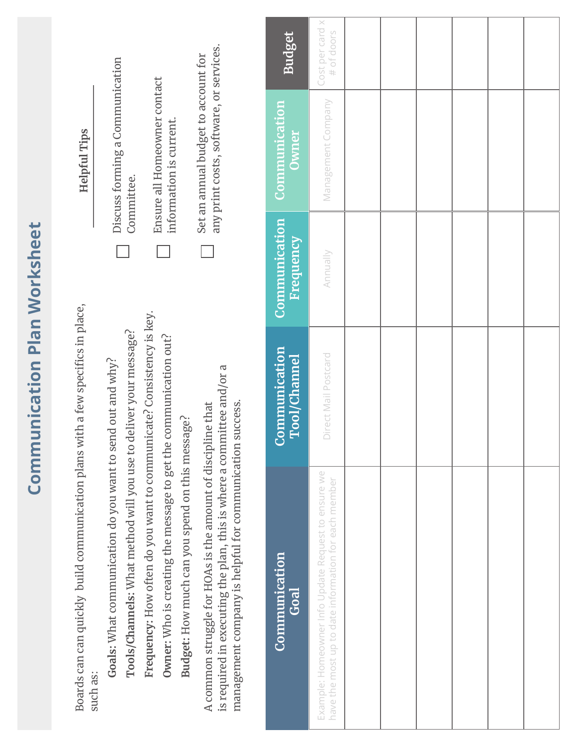# Communication Plan Worksheet

Boards can can quickly build communication plans with a few specifics in place, such as:

- **Goals:** What communication do you want to send out and why?
- **Tools/Channels:** What method will you use to deliver your message?
- **Frequency:** How often do you want to communicate? Consistency is key.
- **Owner:** Who is creating the message to get the communication out?
- **Budget:** How much can you spend on this message?

A common struggle for HOAs is the amount of discipline that is required in executing the plan, this is where a committee and/or a management company is helpful for communication success.

### Helpful Tips

- ☐ Discuss forming a Communication Committee.
- ☐ Ensure all Homeowner contact information is current.
- ☐ Set an annual budget to account for any print costs, software, or services.

| Communication Goal | Communication Tool/Channel | Communication Frequency | Communication Owner | Budget |
|---|---|---|---|---|
| Example: Homeowner Info Update Request to ensure we have the most up to date information for each member | Direct Mail Postcard | Annually | Management Company | Cost per card x # of doors |
| | | | | |
| | | | | |
| | | | | |
| | | | | |
| | | | | |
| | | | | |